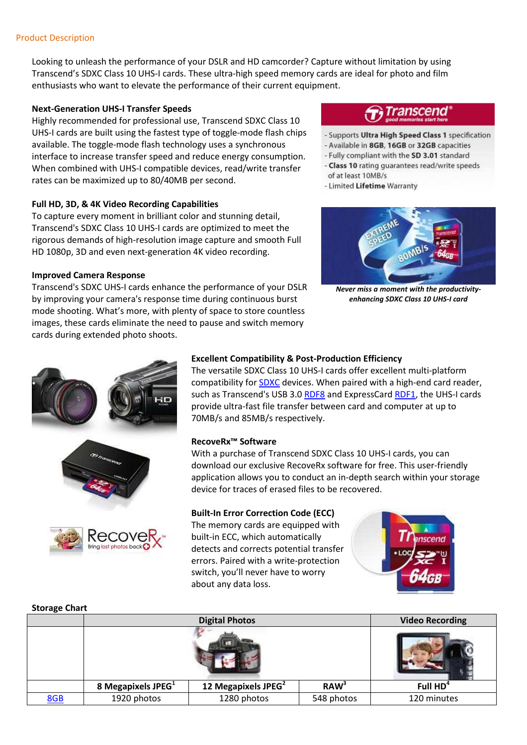## Product Description

Looking to unleash the performance of your DSLR and HD camcorder? Capture without limitation by using Transcend's SDXC Class 10 UHS-I cards. These ultra-high speed memory cards are ideal for photo and film enthusiasts who want to elevate the performance of their current equipment.

**Next-Generation UHS-I Transfer Speeds**

Highly recommended for professional use, Transcend SDXC Class 10 UHS-I cards are built using the fastest type of toggle-mode flash chips available. The toggle-mode flash technology uses a synchronous interface to increase transfer speed and reduce energy consumption. When combined with UHS-I compatible devices, read/write transfer rates can be maximized up to 80/40MB per second.

- Supports **Ultra High Speed Class 1** specification
- Available in **8GB**, **16GB** or **32GB** capacities
- Fully compliant with the **SD 3.01** standard
- **Class 10** rating guarantees read/write speeds of at least 10MB/s
- Limited **Lifetime** Warranty

***Never miss a moment with the productivity-enhancing SDXC Class 10 UHS-I card***

**Full HD, 3D, & 4K Video Recording Capabilities**

To capture every moment in brilliant color and stunning detail, Transcend's SDXC Class 10 UHS-I cards are optimized to meet the rigorous demands of high-resolution image capture and smooth Full HD 1080p, 3D and even next-generation 4K video recording.

**Improved Camera Response**

Transcend's SDXC UHS-I cards enhance the performance of your DSLR by improving your camera's response time during continuous burst mode shooting. What's more, with plenty of space to store countless images, these cards eliminate the need to pause and switch memory cards during extended photo shoots.

**Excellent Compatibility & Post-Production Efficiency**

The versatile SDXC Class 10 UHS-I cards offer excellent multi-platform compatibility for SDXC devices. When paired with a high-end card reader, such as Transcend's USB 3.0 RDF8 and ExpressCard RDF1, the UHS-I cards provide ultra-fast file transfer between card and computer at up to 70MB/s and 85MB/s respectively.

**RecoveRx™ Software**

With a purchase of Transcend SDXC Class 10 UHS-I cards, you can download our exclusive RecoveRx software for free. This user-friendly application allows you to conduct an in-depth search within your storage device for traces of erased files to be recovered.

**Built-In Error Correction Code (ECC)**

The memory cards are equipped with built-in ECC, which automatically detects and corrects potential transfer errors. Paired with a write-protection switch, you'll never have to worry about any data loss.

**Storage Chart**

| | Digital Photos | | | Video Recording |
|---|---|---|---|---|
| | 8 Megapixels JPEG[1] | 12 Megapixels JPEG[2] | RAW[3] | Full HD[4] |
| 8GB | 1920 photos | 1280 photos | 548 photos | 120 minutes |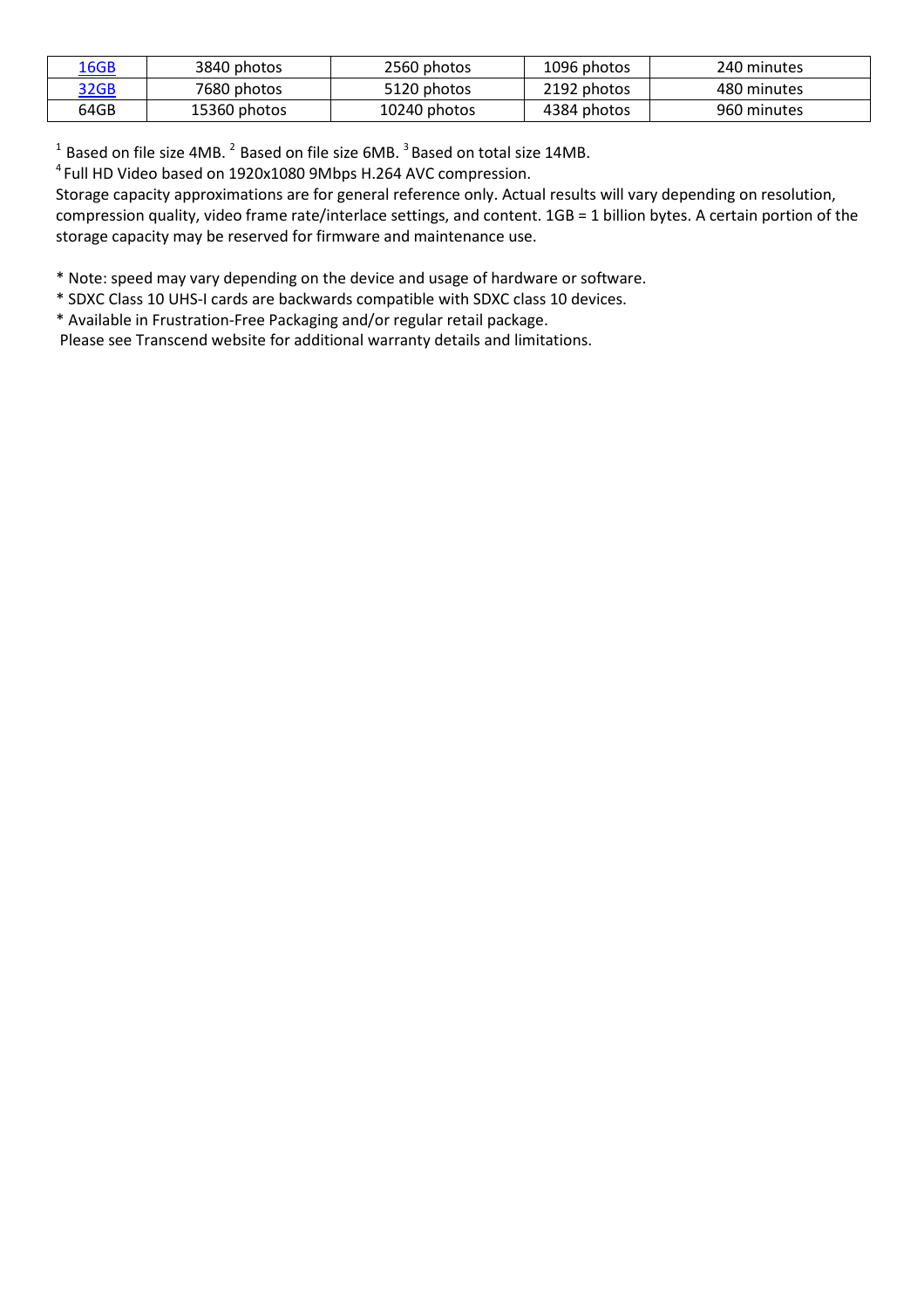| | | | | |
|---|---|---|---|---|
| [16GB]() | 3840 photos | 2560 photos | 1096 photos | 240 minutes |
| [32GB]() | 7680 photos | 5120 photos | 2192 photos | 480 minutes |
| 64GB | 15360 photos | 10240 photos | 4384 photos | 960 minutes |

[1] Based on file size 4MB. [2] Based on file size 6MB. [3] Based on total size 14MB.
[4] Full HD Video based on 1920x1080 9Mbps H.264 AVC compression.
Storage capacity approximations are for general reference only. Actual results will vary depending on resolution, compression quality, video frame rate/interlace settings, and content. 1GB = 1 billion bytes. A certain portion of the storage capacity may be reserved for firmware and maintenance use.

* Note: speed may vary depending on the device and usage of hardware or software.
* SDXC Class 10 UHS-I cards are backwards compatible with SDXC class 10 devices.
* Available in Frustration-Free Packaging and/or regular retail package.

Please see Transcend website for additional warranty details and limitations.